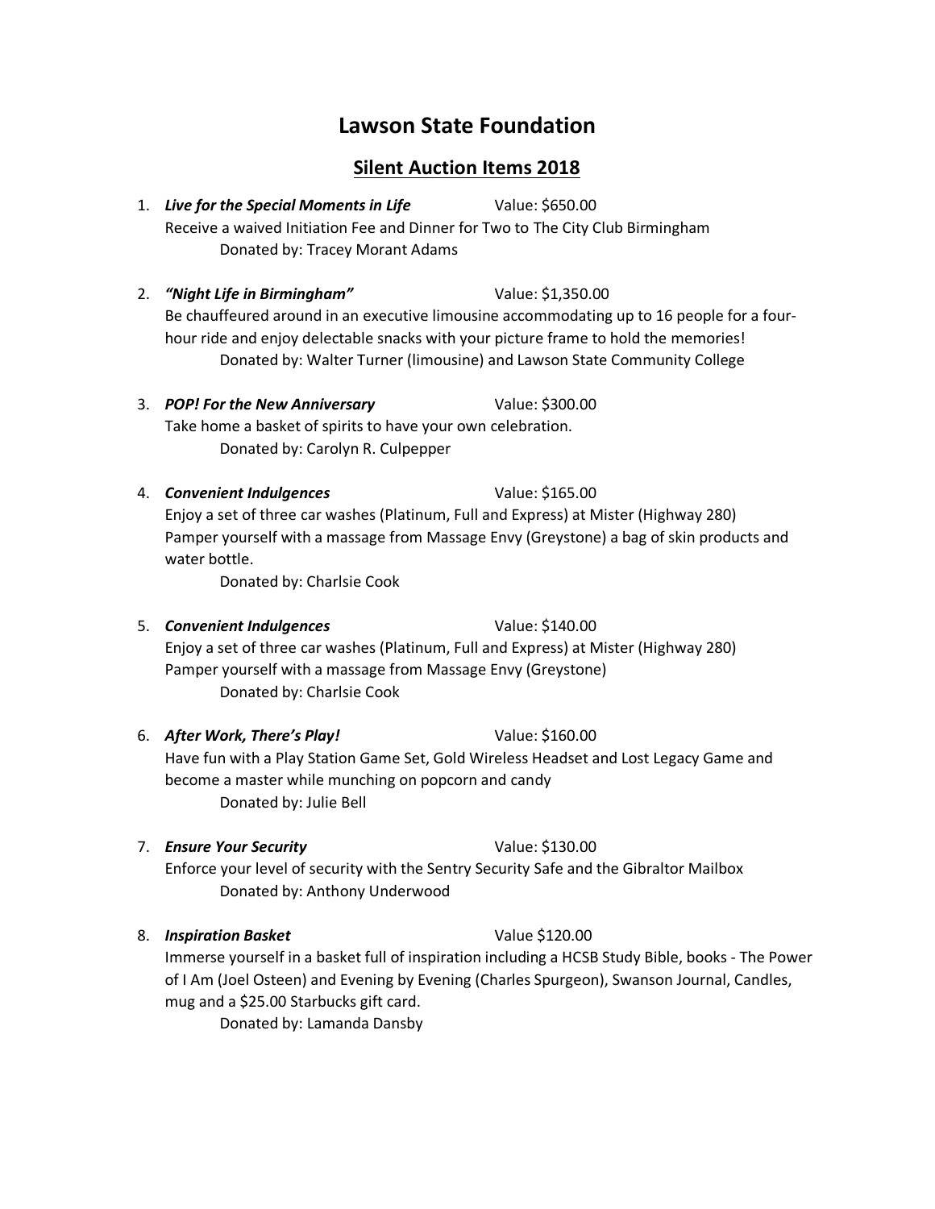# Lawson State Foundation

## Silent Auction Items 2018

1. ***Live for the Special Moments in Life*** Value: $650.00
   Receive a waived Initiation Fee and Dinner for Two to The City Club Birmingham
   Donated by: Tracey Morant Adams

2. ***"Night Life in Birmingham"*** Value: $1,350.00
   Be chauffeured around in an executive limousine accommodating up to 16 people for a four-hour ride and enjoy delectable snacks with your picture frame to hold the memories!
   Donated by: Walter Turner (limousine) and Lawson State Community College

3. ***POP! For the New Anniversary*** Value: $300.00
   Take home a basket of spirits to have your own celebration.
   Donated by: Carolyn R. Culpepper

4. ***Convenient Indulgences*** Value: $165.00
   Enjoy a set of three car washes (Platinum, Full and Express) at Mister (Highway 280)
   Pamper yourself with a massage from Massage Envy (Greystone) a bag of skin products and water bottle.
   Donated by: Charlsie Cook

5. ***Convenient Indulgences*** Value: $140.00
   Enjoy a set of three car washes (Platinum, Full and Express) at Mister (Highway 280)
   Pamper yourself with a massage from Massage Envy (Greystone)
   Donated by: Charlsie Cook

6. ***After Work, There's Play!*** Value: $160.00
   Have fun with a Play Station Game Set, Gold Wireless Headset and Lost Legacy Game and become a master while munching on popcorn and candy
   Donated by: Julie Bell

7. ***Ensure Your Security*** Value: $130.00
   Enforce your level of security with the Sentry Security Safe and the Gibraltor Mailbox
   Donated by: Anthony Underwood

8. ***Inspiration Basket*** Value $120.00
   Immerse yourself in a basket full of inspiration including a HCSB Study Bible, books - The Power of I Am (Joel Osteen) and Evening by Evening (Charles Spurgeon), Swanson Journal, Candles, mug and a $25.00 Starbucks gift card.
   Donated by: Lamanda Dansby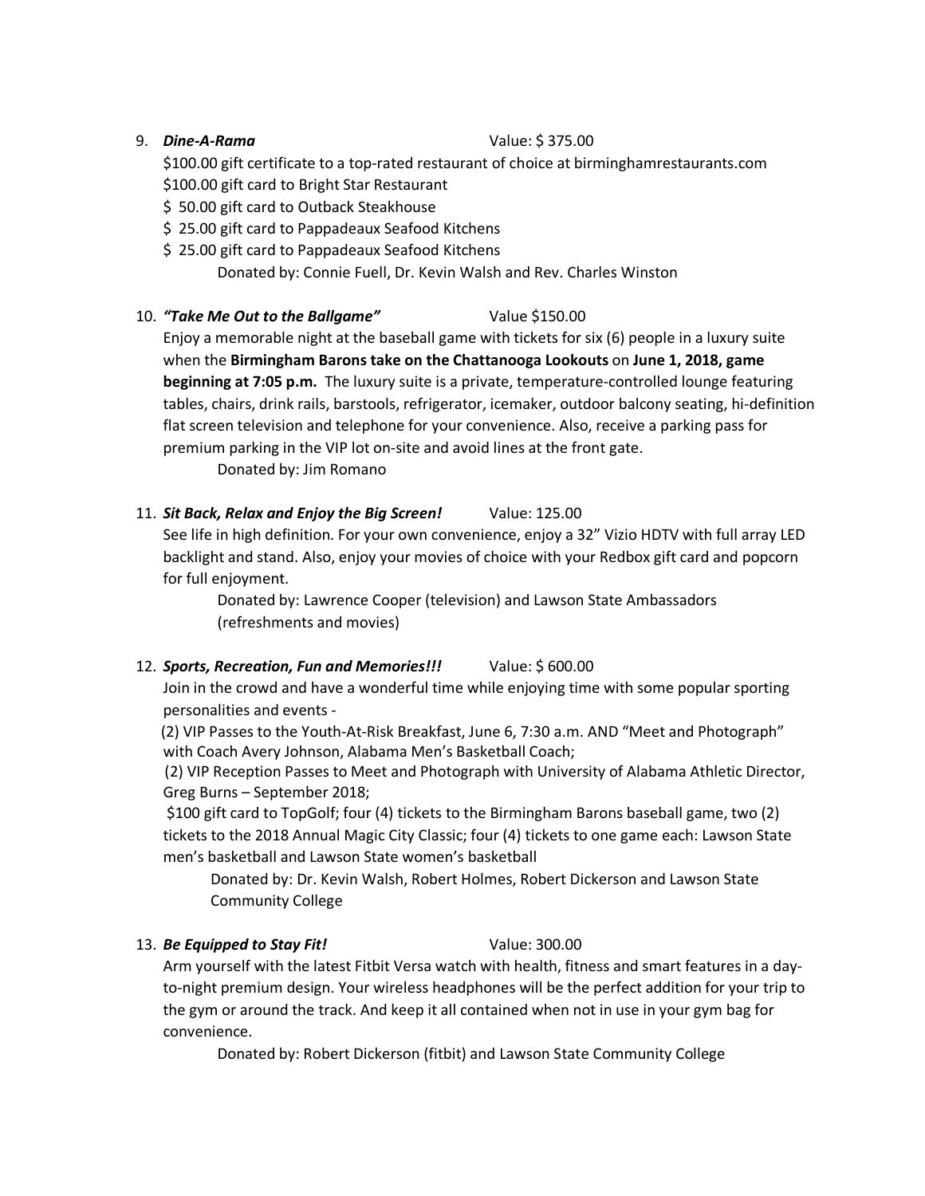9. ***Dine-A-Rama*** Value: $ 375.00

   $100.00 gift certificate to a top-rated restaurant of choice at birminghamrestaurants.com
   $100.00 gift card to Bright Star Restaurant
   $ 50.00 gift card to Outback Steakhouse
   $ 25.00 gift card to Pappadeaux Seafood Kitchens
   $ 25.00 gift card to Pappadeaux Seafood Kitchens

   Donated by: Connie Fuell, Dr. Kevin Walsh and Rev. Charles Winston

10. ***"Take Me Out to the Ballgame"*** Value $150.00

    Enjoy a memorable night at the baseball game with tickets for six (6) people in a luxury suite when the **Birmingham Barons take on the Chattanooga Lookouts** on **June 1, 2018, game beginning at 7:05 p.m.** The luxury suite is a private, temperature-controlled lounge featuring tables, chairs, drink rails, barstools, refrigerator, icemaker, outdoor balcony seating, hi-definition flat screen television and telephone for your convenience. Also, receive a parking pass for premium parking in the VIP lot on-site and avoid lines at the front gate.

    Donated by: Jim Romano

11. ***Sit Back, Relax and Enjoy the Big Screen!*** Value: 125.00

    See life in high definition. For your own convenience, enjoy a 32" Vizio HDTV with full array LED backlight and stand. Also, enjoy your movies of choice with your Redbox gift card and popcorn for full enjoyment.

    Donated by: Lawrence Cooper (television) and Lawson State Ambassadors (refreshments and movies)

12. ***Sports, Recreation, Fun and Memories!!!*** Value: $ 600.00

    Join in the crowd and have a wonderful time while enjoying time with some popular sporting personalities and events -

    (2) VIP Passes to the Youth-At-Risk Breakfast, June 6, 7:30 a.m. AND "Meet and Photograph" with Coach Avery Johnson, Alabama Men's Basketball Coach;

    (2) VIP Reception Passes to Meet and Photograph with University of Alabama Athletic Director, Greg Burns – September 2018;

    $100 gift card to TopGolf; four (4) tickets to the Birmingham Barons baseball game, two (2) tickets to the 2018 Annual Magic City Classic; four (4) tickets to one game each: Lawson State men's basketball and Lawson State women's basketball

    Donated by: Dr. Kevin Walsh, Robert Holmes, Robert Dickerson and Lawson State Community College

13. ***Be Equipped to Stay Fit!*** Value: 300.00

    Arm yourself with the latest Fitbit Versa watch with health, fitness and smart features in a day-to-night premium design. Your wireless headphones will be the perfect addition for your trip to the gym or around the track. And keep it all contained when not in use in your gym bag for convenience.

    Donated by: Robert Dickerson (fitbit) and Lawson State Community College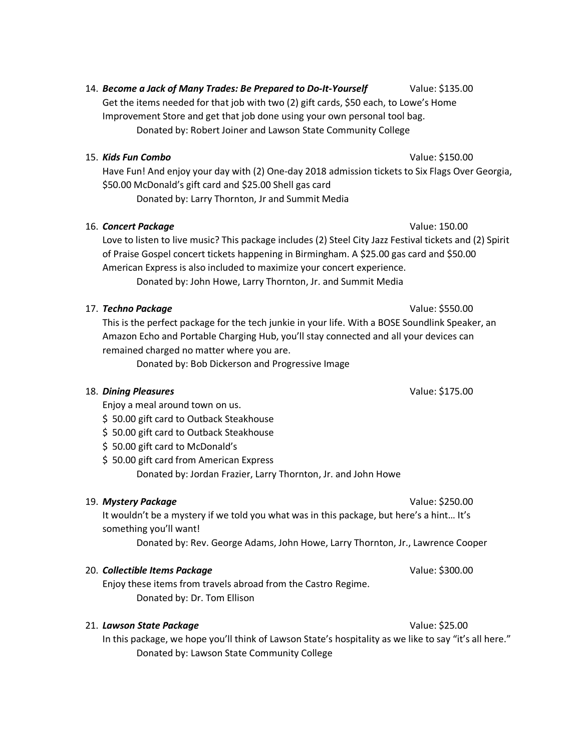14. ***Become a Jack of Many Trades: Be Prepared to Do-It-Yourself*** Value: $135.00
    Get the items needed for that job with two (2) gift cards, $50 each, to Lowe's Home Improvement Store and get that job done using your own personal tool bag.
    Donated by: Robert Joiner and Lawson State Community College

15. ***Kids Fun Combo*** Value: $150.00
    Have Fun! And enjoy your day with (2) One-day 2018 admission tickets to Six Flags Over Georgia, $50.00 McDonald's gift card and $25.00 Shell gas card
    Donated by: Larry Thornton, Jr and Summit Media

16. ***Concert Package*** Value: 150.00
    Love to listen to live music? This package includes (2) Steel City Jazz Festival tickets and (2) Spirit of Praise Gospel concert tickets happening in Birmingham. A $25.00 gas card and $50.00 American Express is also included to maximize your concert experience.
    Donated by: John Howe, Larry Thornton, Jr. and Summit Media

17. ***Techno Package*** Value: $550.00
    This is the perfect package for the tech junkie in your life. With a BOSE Soundlink Speaker, an Amazon Echo and Portable Charging Hub, you'll stay connected and all your devices can remained charged no matter where you are.
    Donated by: Bob Dickerson and Progressive Image

18. ***Dining Pleasures*** Value: $175.00
    Enjoy a meal around town on us.
    $ 50.00 gift card to Outback Steakhouse
    $ 50.00 gift card to Outback Steakhouse
    $ 50.00 gift card to McDonald's
    $ 50.00 gift card from American Express
    Donated by: Jordan Frazier, Larry Thornton, Jr. and John Howe

19. ***Mystery Package*** Value: $250.00
    It wouldn't be a mystery if we told you what was in this package, but here's a hint… It's something you'll want!
    Donated by: Rev. George Adams, John Howe, Larry Thornton, Jr., Lawrence Cooper

20. ***Collectible Items Package*** Value: $300.00
    Enjoy these items from travels abroad from the Castro Regime.
    Donated by: Dr. Tom Ellison

21. ***Lawson State Package*** Value: $25.00
    In this package, we hope you'll think of Lawson State's hospitality as we like to say "it's all here."
    Donated by: Lawson State Community College